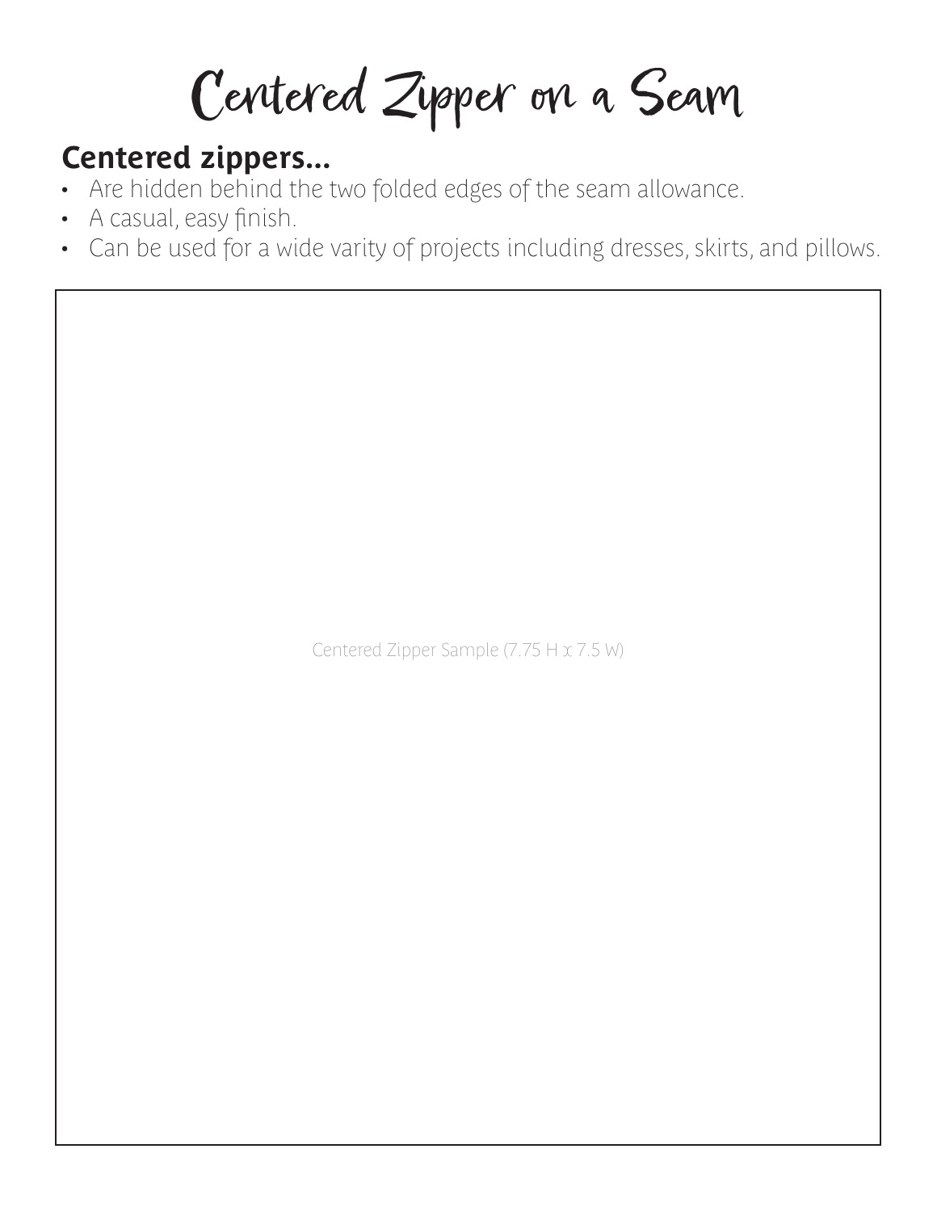# Centered Zipper on a Seam

## Centered zippers...

- Are hidden behind the two folded edges of the seam allowance.
- A casual, easy finish.
- Can be used for a wide varity of projects including dresses, skirts, and pillows.

Centered Zipper Sample (7.75 H x 7.5 W)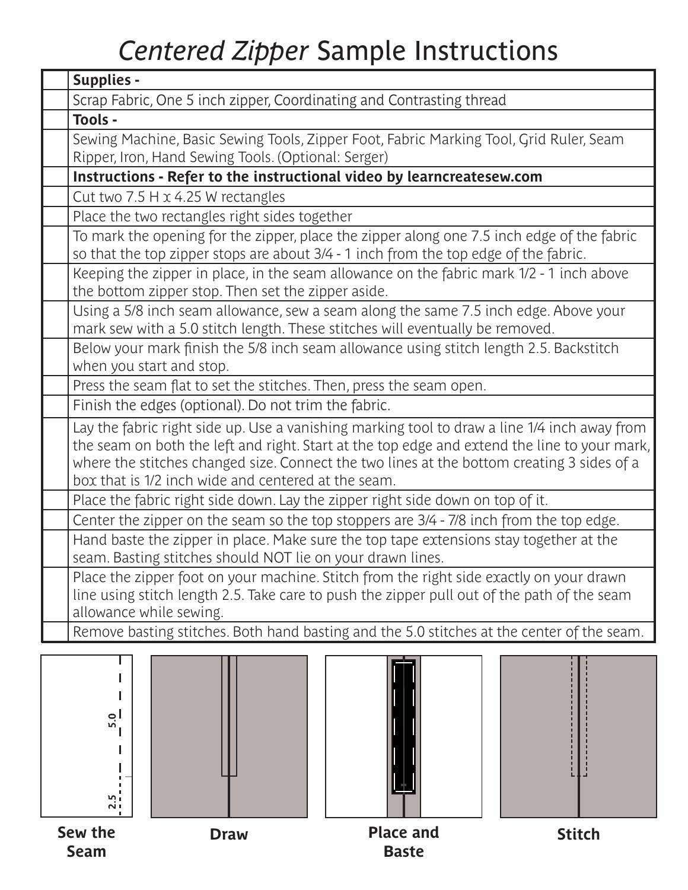# *Centered Zipper* Sample Instructions

| | |
|---|---|
| | **Supplies -** |
| | Scrap Fabric, One 5 inch zipper, Coordinating and Contrasting thread |
| | **Tools -** |
| | Sewing Machine, Basic Sewing Tools, Zipper Foot, Fabric Marking Tool, Grid Ruler, Seam Ripper, Iron, Hand Sewing Tools. (Optional: Serger) |
| | **Instructions - Refer to the instructional video by learncreatesew.com** |
| | Cut two 7.5 H x 4.25 W rectangles |
| | Place the two rectangles right sides together |
| | To mark the opening for the zipper, place the zipper along one 7.5 inch edge of the fabric so that the top zipper stops are about 3/4 - 1 inch from the top edge of the fabric. |
| | Keeping the zipper in place, in the seam allowance on the fabric mark 1/2 - 1 inch above the bottom zipper stop. Then set the zipper aside. |
| | Using a 5/8 inch seam allowance, sew a seam along the same 7.5 inch edge. Above your mark sew with a 5.0 stitch length. These stitches will eventually be removed. |
| | Below your mark finish the 5/8 inch seam allowance using stitch length 2.5. Backstitch when you start and stop. |
| | Press the seam flat to set the stitches. Then, press the seam open. |
| | Finish the edges (optional). Do not trim the fabric. |
| | Lay the fabric right side up. Use a vanishing marking tool to draw a line 1/4 inch away from the seam on both the left and right. Start at the top edge and extend the line to your mark, where the stitches changed size. Connect the two lines at the bottom creating 3 sides of a box that is 1/2 inch wide and centered at the seam. |
| | Place the fabric right side down. Lay the zipper right side down on top of it. |
| | Center the zipper on the seam so the top stoppers are 3/4 - 7/8 inch from the top edge. |
| | Hand baste the zipper in place. Make sure the top tape extensions stay together at the seam. Basting stitches should NOT lie on your drawn lines. |
| | Place the zipper foot on your machine. Stitch from the right side exactly on your drawn line using stitch length 2.5. Take care to push the zipper pull out of the path of the seam allowance while sewing. |
| | Remove basting stitches. Both hand basting and the 5.0 stitches at the center of the seam. |

5.0

2.5

**Sew the Seam**

**Draw**

**Place and Baste**

**Stitch**